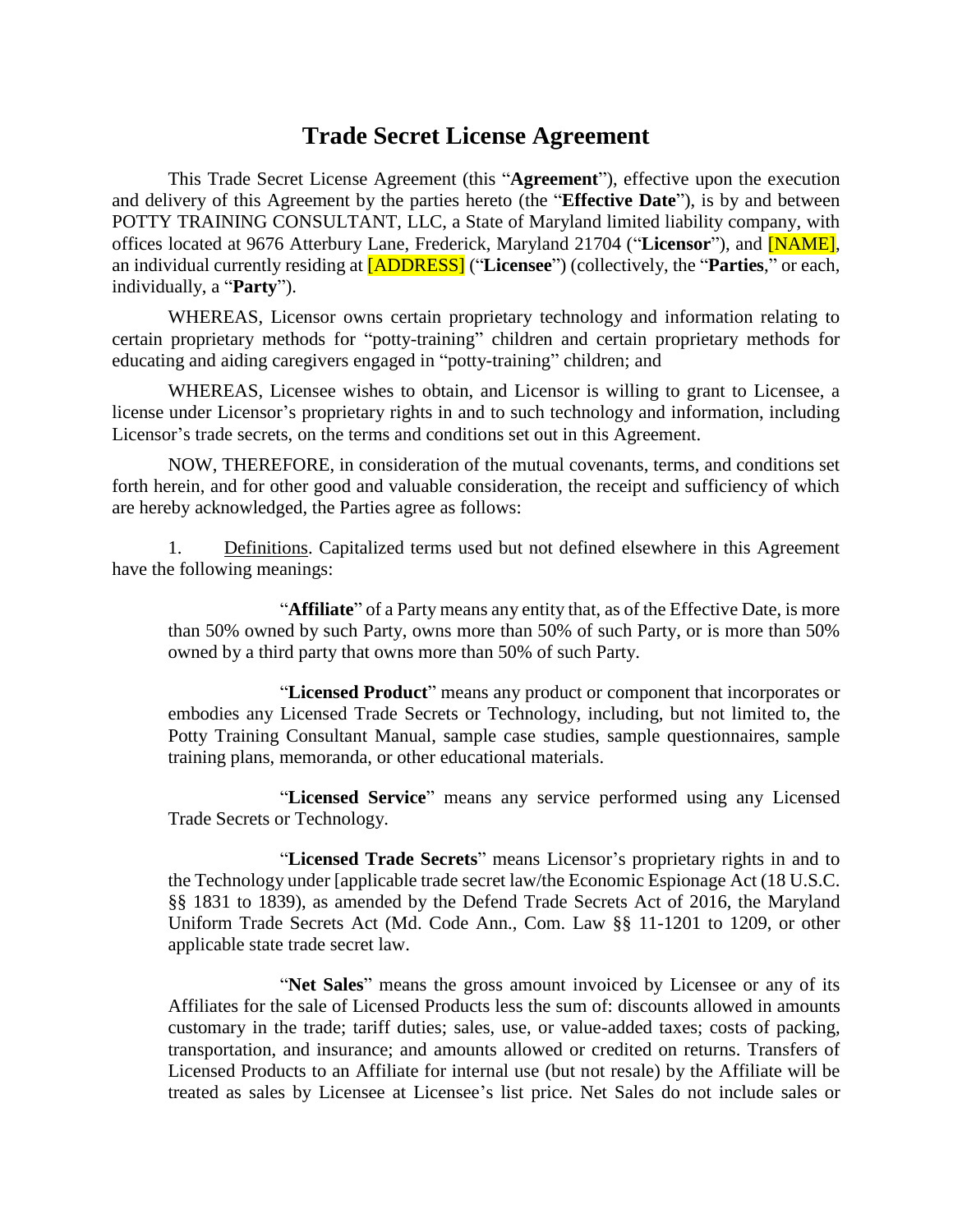# Trade Secret License Agreement

This Trade Secret License Agreement (this "**Agreement**"), effective upon the execution and delivery of this Agreement by the parties hereto (the "**Effective Date**"), is by and between POTTY TRAINING CONSULTANT, LLC, a State of Maryland limited liability company, with offices located at 9676 Atterbury Lane, Frederick, Maryland 21704 ("**Licensor**"), and [NAME], an individual currently residing at [ADDRESS] ("**Licensee**") (collectively, the "**Parties**," or each, individually, a "**Party**").

WHEREAS, Licensor owns certain proprietary technology and information relating to certain proprietary methods for "potty-training" children and certain proprietary methods for educating and aiding caregivers engaged in "potty-training" children; and

WHEREAS, Licensee wishes to obtain, and Licensor is willing to grant to Licensee, a license under Licensor's proprietary rights in and to such technology and information, including Licensor's trade secrets, on the terms and conditions set out in this Agreement.

NOW, THEREFORE, in consideration of the mutual covenants, terms, and conditions set forth herein, and for other good and valuable consideration, the receipt and sufficiency of which are hereby acknowledged, the Parties agree as follows:

1. Definitions. Capitalized terms used but not defined elsewhere in this Agreement have the following meanings:

"**Affiliate**" of a Party means any entity that, as of the Effective Date, is more than 50% owned by such Party, owns more than 50% of such Party, or is more than 50% owned by a third party that owns more than 50% of such Party.

"**Licensed Product**" means any product or component that incorporates or embodies any Licensed Trade Secrets or Technology, including, but not limited to, the Potty Training Consultant Manual, sample case studies, sample questionnaires, sample training plans, memoranda, or other educational materials.

"**Licensed Service**" means any service performed using any Licensed Trade Secrets or Technology.

"**Licensed Trade Secrets**" means Licensor's proprietary rights in and to the Technology under [applicable trade secret law/the Economic Espionage Act (18 U.S.C. §§ 1831 to 1839), as amended by the Defend Trade Secrets Act of 2016, the Maryland Uniform Trade Secrets Act (Md. Code Ann., Com. Law §§ 11-1201 to 1209, or other applicable state trade secret law.

"**Net Sales**" means the gross amount invoiced by Licensee or any of its Affiliates for the sale of Licensed Products less the sum of: discounts allowed in amounts customary in the trade; tariff duties; sales, use, or value-added taxes; costs of packing, transportation, and insurance; and amounts allowed or credited on returns. Transfers of Licensed Products to an Affiliate for internal use (but not resale) by the Affiliate will be treated as sales by Licensee at Licensee's list price. Net Sales do not include sales or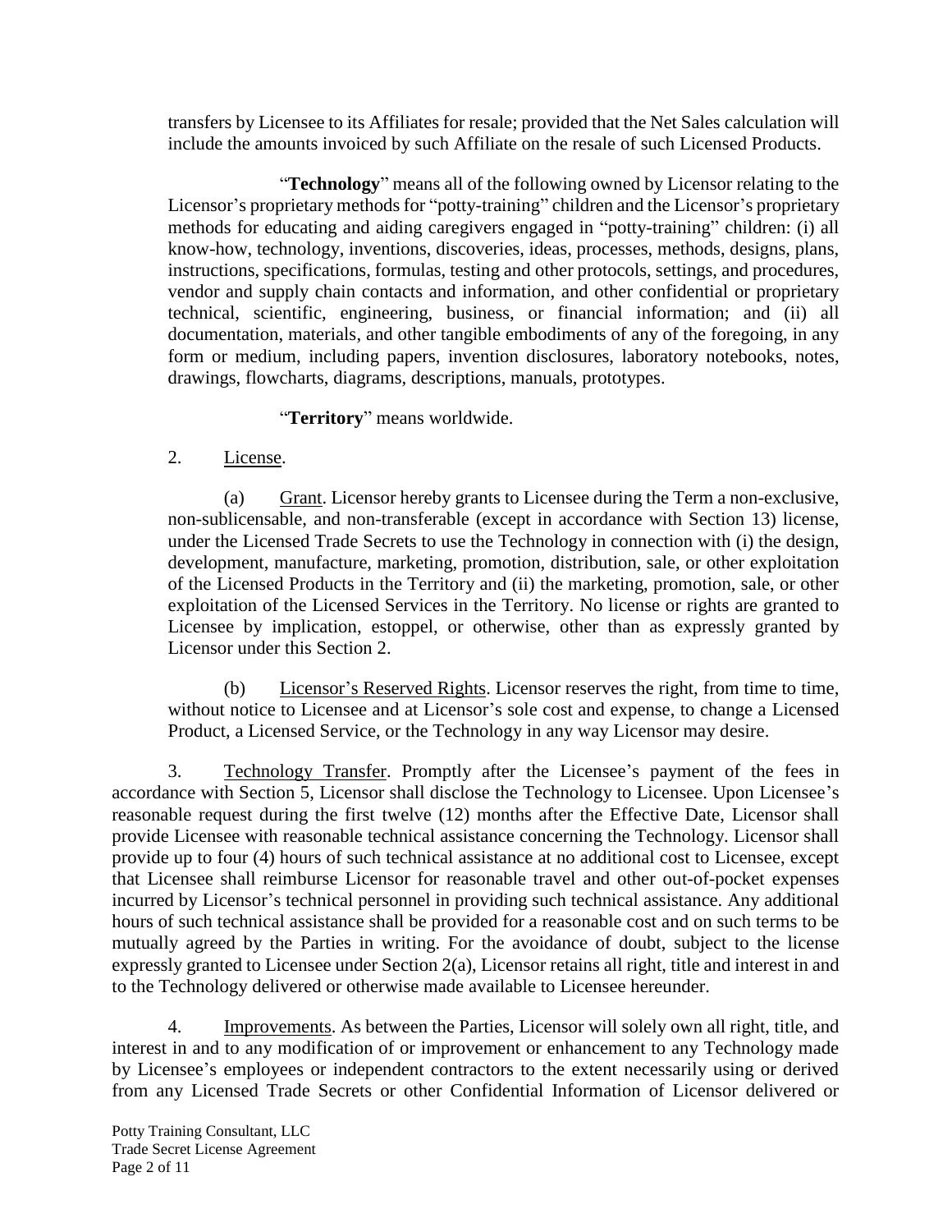transfers by Licensee to its Affiliates for resale; provided that the Net Sales calculation will include the amounts invoiced by such Affiliate on the resale of such Licensed Products.

"**Technology**" means all of the following owned by Licensor relating to the Licensor's proprietary methods for "potty-training" children and the Licensor's proprietary methods for educating and aiding caregivers engaged in "potty-training" children: (i) all know-how, technology, inventions, discoveries, ideas, processes, methods, designs, plans, instructions, specifications, formulas, testing and other protocols, settings, and procedures, vendor and supply chain contacts and information, and other confidential or proprietary technical, scientific, engineering, business, or financial information; and (ii) all documentation, materials, and other tangible embodiments of any of the foregoing, in any form or medium, including papers, invention disclosures, laboratory notebooks, notes, drawings, flowcharts, diagrams, descriptions, manuals, prototypes.

"**Territory**" means worldwide.

2. License.

(a) Grant. Licensor hereby grants to Licensee during the Term a non-exclusive, non-sublicensable, and non-transferable (except in accordance with Section 13) license, under the Licensed Trade Secrets to use the Technology in connection with (i) the design, development, manufacture, marketing, promotion, distribution, sale, or other exploitation of the Licensed Products in the Territory and (ii) the marketing, promotion, sale, or other exploitation of the Licensed Services in the Territory. No license or rights are granted to Licensee by implication, estoppel, or otherwise, other than as expressly granted by Licensor under this Section 2.

(b) Licensor's Reserved Rights. Licensor reserves the right, from time to time, without notice to Licensee and at Licensor's sole cost and expense, to change a Licensed Product, a Licensed Service, or the Technology in any way Licensor may desire.

3. Technology Transfer. Promptly after the Licensee's payment of the fees in accordance with Section 5, Licensor shall disclose the Technology to Licensee. Upon Licensee's reasonable request during the first twelve (12) months after the Effective Date, Licensor shall provide Licensee with reasonable technical assistance concerning the Technology. Licensor shall provide up to four (4) hours of such technical assistance at no additional cost to Licensee, except that Licensee shall reimburse Licensor for reasonable travel and other out-of-pocket expenses incurred by Licensor's technical personnel in providing such technical assistance. Any additional hours of such technical assistance shall be provided for a reasonable cost and on such terms to be mutually agreed by the Parties in writing. For the avoidance of doubt, subject to the license expressly granted to Licensee under Section 2(a), Licensor retains all right, title and interest in and to the Technology delivered or otherwise made available to Licensee hereunder.

4. Improvements. As between the Parties, Licensor will solely own all right, title, and interest in and to any modification of or improvement or enhancement to any Technology made by Licensee's employees or independent contractors to the extent necessarily using or derived from any Licensed Trade Secrets or other Confidential Information of Licensor delivered or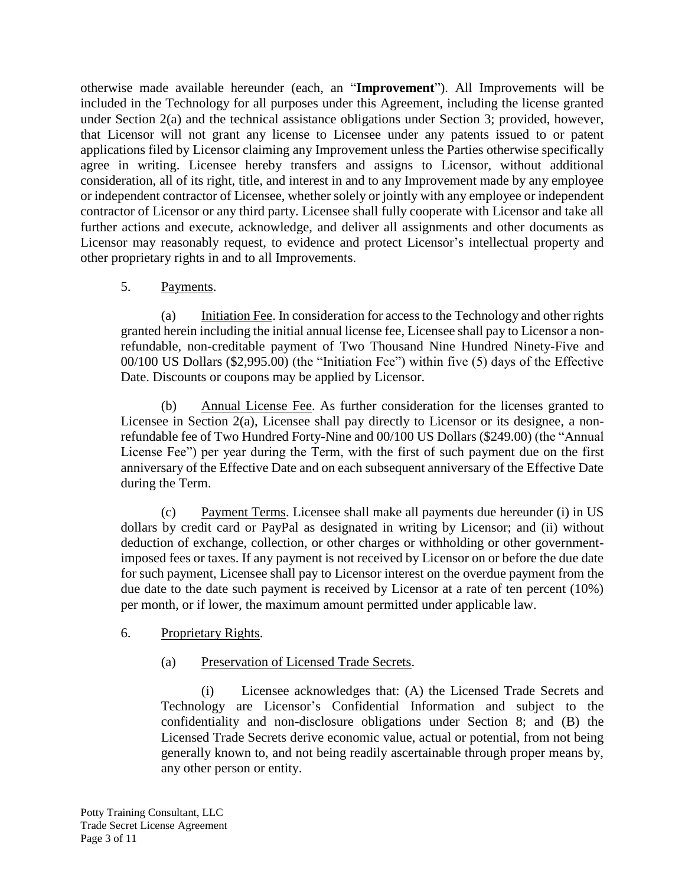otherwise made available hereunder (each, an "**Improvement**"). All Improvements will be included in the Technology for all purposes under this Agreement, including the license granted under Section 2(a) and the technical assistance obligations under Section 3; provided, however, that Licensor will not grant any license to Licensee under any patents issued to or patent applications filed by Licensor claiming any Improvement unless the Parties otherwise specifically agree in writing. Licensee hereby transfers and assigns to Licensor, without additional consideration, all of its right, title, and interest in and to any Improvement made by any employee or independent contractor of Licensee, whether solely or jointly with any employee or independent contractor of Licensor or any third party. Licensee shall fully cooperate with Licensor and take all further actions and execute, acknowledge, and deliver all assignments and other documents as Licensor may reasonably request, to evidence and protect Licensor's intellectual property and other proprietary rights in and to all Improvements.

5. Payments.

(a) Initiation Fee. In consideration for access to the Technology and other rights granted herein including the initial annual license fee, Licensee shall pay to Licensor a non-refundable, non-creditable payment of Two Thousand Nine Hundred Ninety-Five and 00/100 US Dollars ($2,995.00) (the "Initiation Fee") within five (5) days of the Effective Date. Discounts or coupons may be applied by Licensor.

(b) Annual License Fee. As further consideration for the licenses granted to Licensee in Section 2(a), Licensee shall pay directly to Licensor or its designee, a non-refundable fee of Two Hundred Forty-Nine and 00/100 US Dollars ($249.00) (the "Annual License Fee") per year during the Term, with the first of such payment due on the first anniversary of the Effective Date and on each subsequent anniversary of the Effective Date during the Term.

(c) Payment Terms. Licensee shall make all payments due hereunder (i) in US dollars by credit card or PayPal as designated in writing by Licensor; and (ii) without deduction of exchange, collection, or other charges or withholding or other government-imposed fees or taxes. If any payment is not received by Licensor on or before the due date for such payment, Licensee shall pay to Licensor interest on the overdue payment from the due date to the date such payment is received by Licensor at a rate of ten percent (10%) per month, or if lower, the maximum amount permitted under applicable law.

6. Proprietary Rights.

(a) Preservation of Licensed Trade Secrets.

(i) Licensee acknowledges that: (A) the Licensed Trade Secrets and Technology are Licensor's Confidential Information and subject to the confidentiality and non-disclosure obligations under Section 8; and (B) the Licensed Trade Secrets derive economic value, actual or potential, from not being generally known to, and not being readily ascertainable through proper means by, any other person or entity.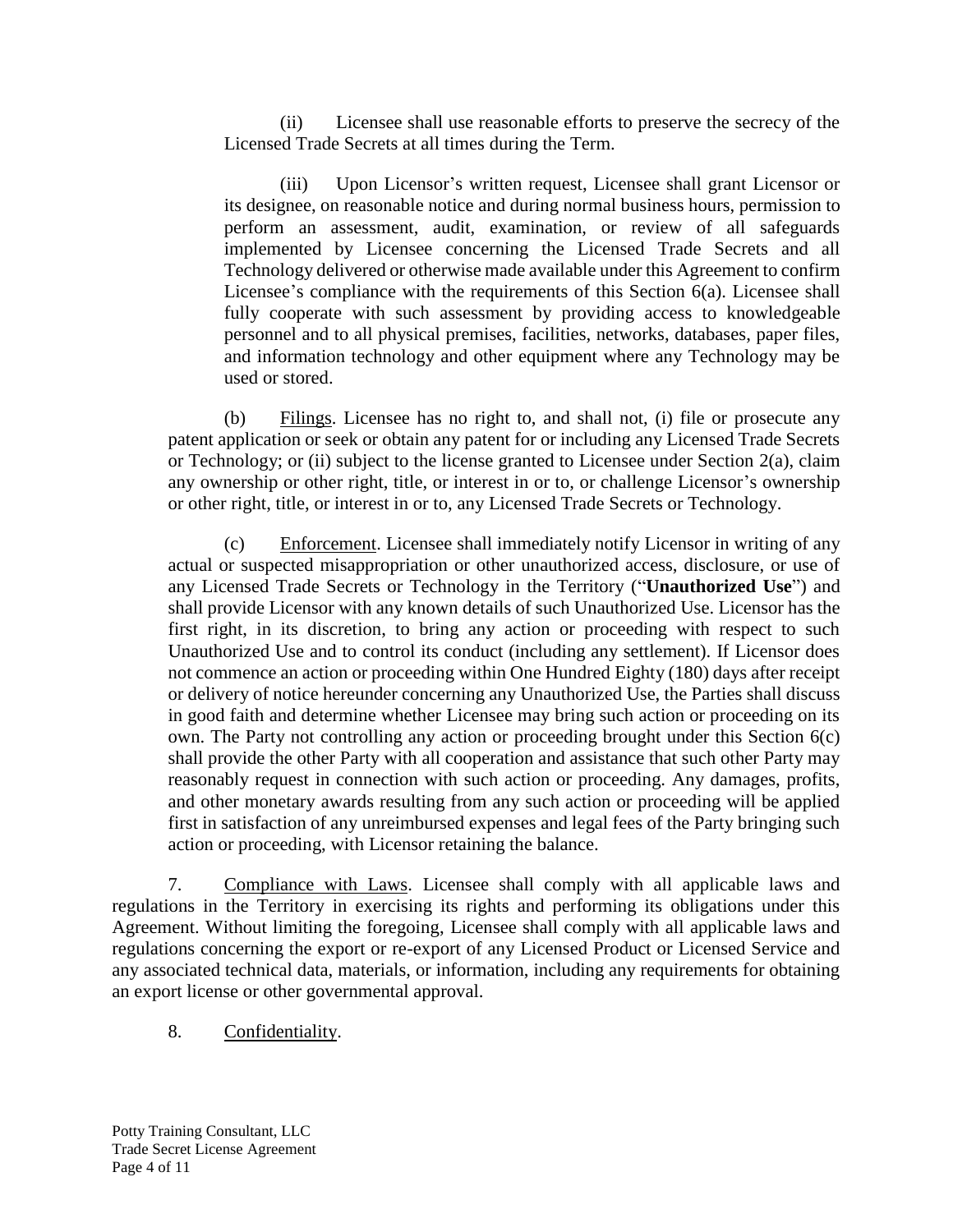(ii) Licensee shall use reasonable efforts to preserve the secrecy of the Licensed Trade Secrets at all times during the Term.

(iii) Upon Licensor's written request, Licensee shall grant Licensor or its designee, on reasonable notice and during normal business hours, permission to perform an assessment, audit, examination, or review of all safeguards implemented by Licensee concerning the Licensed Trade Secrets and all Technology delivered or otherwise made available under this Agreement to confirm Licensee's compliance with the requirements of this Section 6(a). Licensee shall fully cooperate with such assessment by providing access to knowledgeable personnel and to all physical premises, facilities, networks, databases, paper files, and information technology and other equipment where any Technology may be used or stored.

(b) Filings. Licensee has no right to, and shall not, (i) file or prosecute any patent application or seek or obtain any patent for or including any Licensed Trade Secrets or Technology; or (ii) subject to the license granted to Licensee under Section 2(a), claim any ownership or other right, title, or interest in or to, or challenge Licensor's ownership or other right, title, or interest in or to, any Licensed Trade Secrets or Technology.

(c) Enforcement. Licensee shall immediately notify Licensor in writing of any actual or suspected misappropriation or other unauthorized access, disclosure, or use of any Licensed Trade Secrets or Technology in the Territory ("**Unauthorized Use**") and shall provide Licensor with any known details of such Unauthorized Use. Licensor has the first right, in its discretion, to bring any action or proceeding with respect to such Unauthorized Use and to control its conduct (including any settlement). If Licensor does not commence an action or proceeding within One Hundred Eighty (180) days after receipt or delivery of notice hereunder concerning any Unauthorized Use, the Parties shall discuss in good faith and determine whether Licensee may bring such action or proceeding on its own. The Party not controlling any action or proceeding brought under this Section 6(c) shall provide the other Party with all cooperation and assistance that such other Party may reasonably request in connection with such action or proceeding. Any damages, profits, and other monetary awards resulting from any such action or proceeding will be applied first in satisfaction of any unreimbursed expenses and legal fees of the Party bringing such action or proceeding, with Licensor retaining the balance.

7. Compliance with Laws. Licensee shall comply with all applicable laws and regulations in the Territory in exercising its rights and performing its obligations under this Agreement. Without limiting the foregoing, Licensee shall comply with all applicable laws and regulations concerning the export or re-export of any Licensed Product or Licensed Service and any associated technical data, materials, or information, including any requirements for obtaining an export license or other governmental approval.

8. Confidentiality.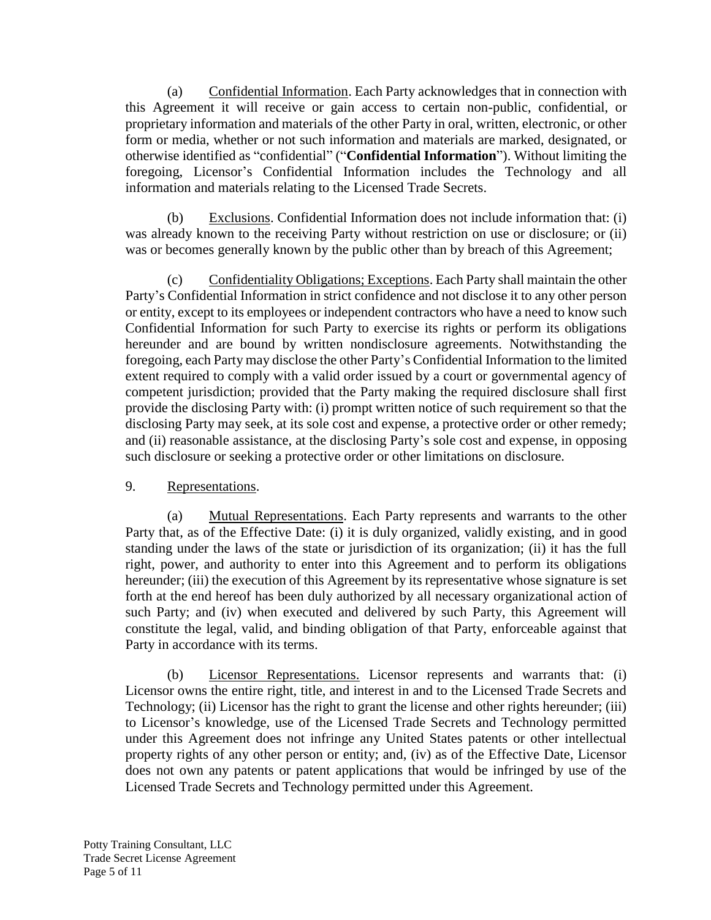(a) Confidential Information. Each Party acknowledges that in connection with this Agreement it will receive or gain access to certain non-public, confidential, or proprietary information and materials of the other Party in oral, written, electronic, or other form or media, whether or not such information and materials are marked, designated, or otherwise identified as "confidential" ("**Confidential Information**"). Without limiting the foregoing, Licensor's Confidential Information includes the Technology and all information and materials relating to the Licensed Trade Secrets.

(b) Exclusions. Confidential Information does not include information that: (i) was already known to the receiving Party without restriction on use or disclosure; or (ii) was or becomes generally known by the public other than by breach of this Agreement;

(c) Confidentiality Obligations; Exceptions. Each Party shall maintain the other Party's Confidential Information in strict confidence and not disclose it to any other person or entity, except to its employees or independent contractors who have a need to know such Confidential Information for such Party to exercise its rights or perform its obligations hereunder and are bound by written nondisclosure agreements. Notwithstanding the foregoing, each Party may disclose the other Party's Confidential Information to the limited extent required to comply with a valid order issued by a court or governmental agency of competent jurisdiction; provided that the Party making the required disclosure shall first provide the disclosing Party with: (i) prompt written notice of such requirement so that the disclosing Party may seek, at its sole cost and expense, a protective order or other remedy; and (ii) reasonable assistance, at the disclosing Party's sole cost and expense, in opposing such disclosure or seeking a protective order or other limitations on disclosure.

9. Representations.

(a) Mutual Representations. Each Party represents and warrants to the other Party that, as of the Effective Date: (i) it is duly organized, validly existing, and in good standing under the laws of the state or jurisdiction of its organization; (ii) it has the full right, power, and authority to enter into this Agreement and to perform its obligations hereunder; (iii) the execution of this Agreement by its representative whose signature is set forth at the end hereof has been duly authorized by all necessary organizational action of such Party; and (iv) when executed and delivered by such Party, this Agreement will constitute the legal, valid, and binding obligation of that Party, enforceable against that Party in accordance with its terms.

(b) Licensor Representations. Licensor represents and warrants that: (i) Licensor owns the entire right, title, and interest in and to the Licensed Trade Secrets and Technology; (ii) Licensor has the right to grant the license and other rights hereunder; (iii) to Licensor's knowledge, use of the Licensed Trade Secrets and Technology permitted under this Agreement does not infringe any United States patents or other intellectual property rights of any other person or entity; and, (iv) as of the Effective Date, Licensor does not own any patents or patent applications that would be infringed by use of the Licensed Trade Secrets and Technology permitted under this Agreement.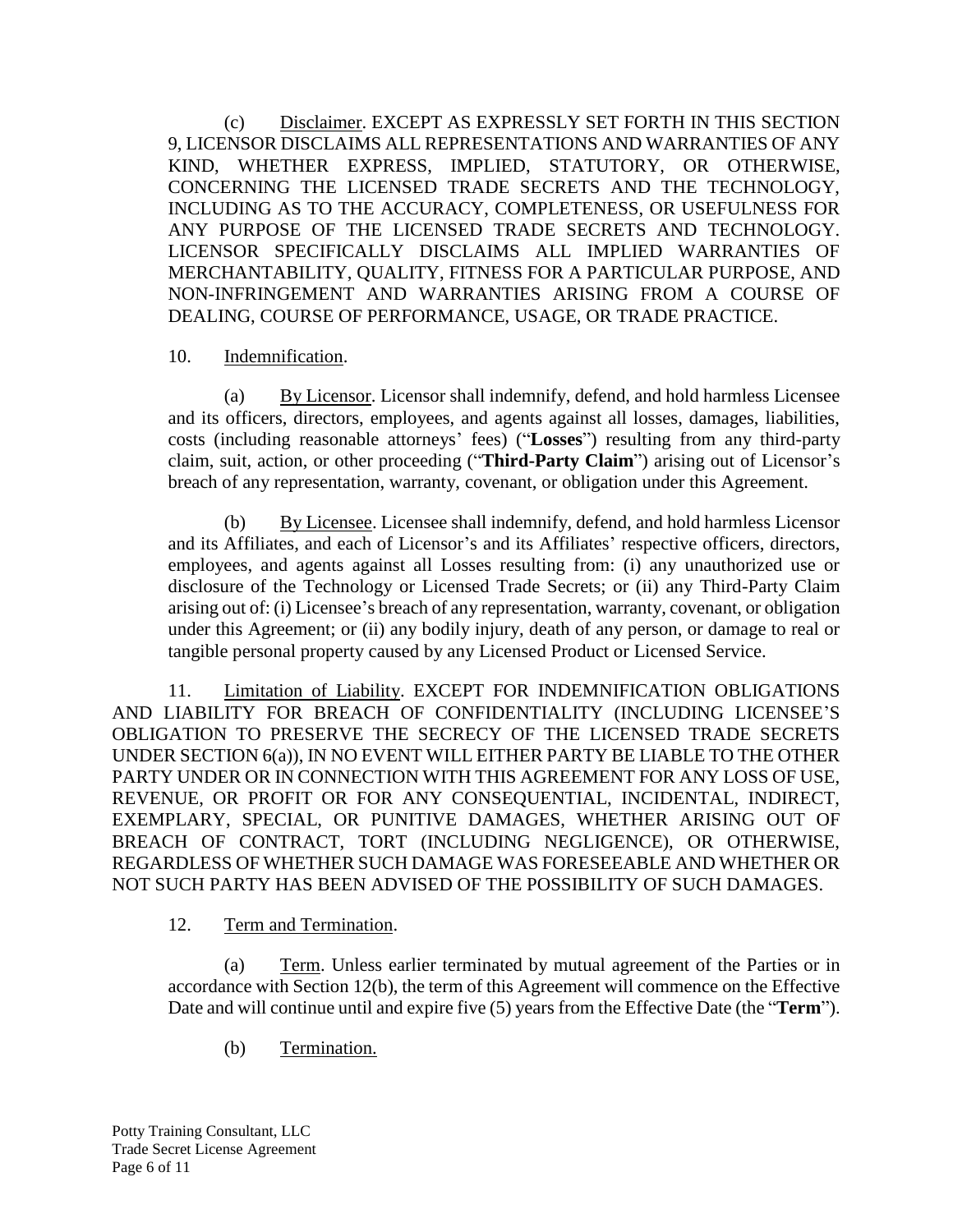(c) Disclaimer. EXCEPT AS EXPRESSLY SET FORTH IN THIS SECTION 9, LICENSOR DISCLAIMS ALL REPRESENTATIONS AND WARRANTIES OF ANY KIND, WHETHER EXPRESS, IMPLIED, STATUTORY, OR OTHERWISE, CONCERNING THE LICENSED TRADE SECRETS AND THE TECHNOLOGY, INCLUDING AS TO THE ACCURACY, COMPLETENESS, OR USEFULNESS FOR ANY PURPOSE OF THE LICENSED TRADE SECRETS AND TECHNOLOGY. LICENSOR SPECIFICALLY DISCLAIMS ALL IMPLIED WARRANTIES OF MERCHANTABILITY, QUALITY, FITNESS FOR A PARTICULAR PURPOSE, AND NON-INFRINGEMENT AND WARRANTIES ARISING FROM A COURSE OF DEALING, COURSE OF PERFORMANCE, USAGE, OR TRADE PRACTICE.

10. Indemnification.

(a) By Licensor. Licensor shall indemnify, defend, and hold harmless Licensee and its officers, directors, employees, and agents against all losses, damages, liabilities, costs (including reasonable attorneys' fees) ("**Losses**") resulting from any third-party claim, suit, action, or other proceeding ("**Third-Party Claim**") arising out of Licensor's breach of any representation, warranty, covenant, or obligation under this Agreement.

(b) By Licensee. Licensee shall indemnify, defend, and hold harmless Licensor and its Affiliates, and each of Licensor's and its Affiliates' respective officers, directors, employees, and agents against all Losses resulting from: (i) any unauthorized use or disclosure of the Technology or Licensed Trade Secrets; or (ii) any Third-Party Claim arising out of: (i) Licensee's breach of any representation, warranty, covenant, or obligation under this Agreement; or (ii) any bodily injury, death of any person, or damage to real or tangible personal property caused by any Licensed Product or Licensed Service.

11. Limitation of Liability. EXCEPT FOR INDEMNIFICATION OBLIGATIONS AND LIABILITY FOR BREACH OF CONFIDENTIALITY (INCLUDING LICENSEE'S OBLIGATION TO PRESERVE THE SECRECY OF THE LICENSED TRADE SECRETS UNDER SECTION 6(a)), IN NO EVENT WILL EITHER PARTY BE LIABLE TO THE OTHER PARTY UNDER OR IN CONNECTION WITH THIS AGREEMENT FOR ANY LOSS OF USE, REVENUE, OR PROFIT OR FOR ANY CONSEQUENTIAL, INCIDENTAL, INDIRECT, EXEMPLARY, SPECIAL, OR PUNITIVE DAMAGES, WHETHER ARISING OUT OF BREACH OF CONTRACT, TORT (INCLUDING NEGLIGENCE), OR OTHERWISE, REGARDLESS OF WHETHER SUCH DAMAGE WAS FORESEEABLE AND WHETHER OR NOT SUCH PARTY HAS BEEN ADVISED OF THE POSSIBILITY OF SUCH DAMAGES.

12. Term and Termination.

(a) Term. Unless earlier terminated by mutual agreement of the Parties or in accordance with Section 12(b), the term of this Agreement will commence on the Effective Date and will continue until and expire five (5) years from the Effective Date (the "**Term**").

(b) Termination.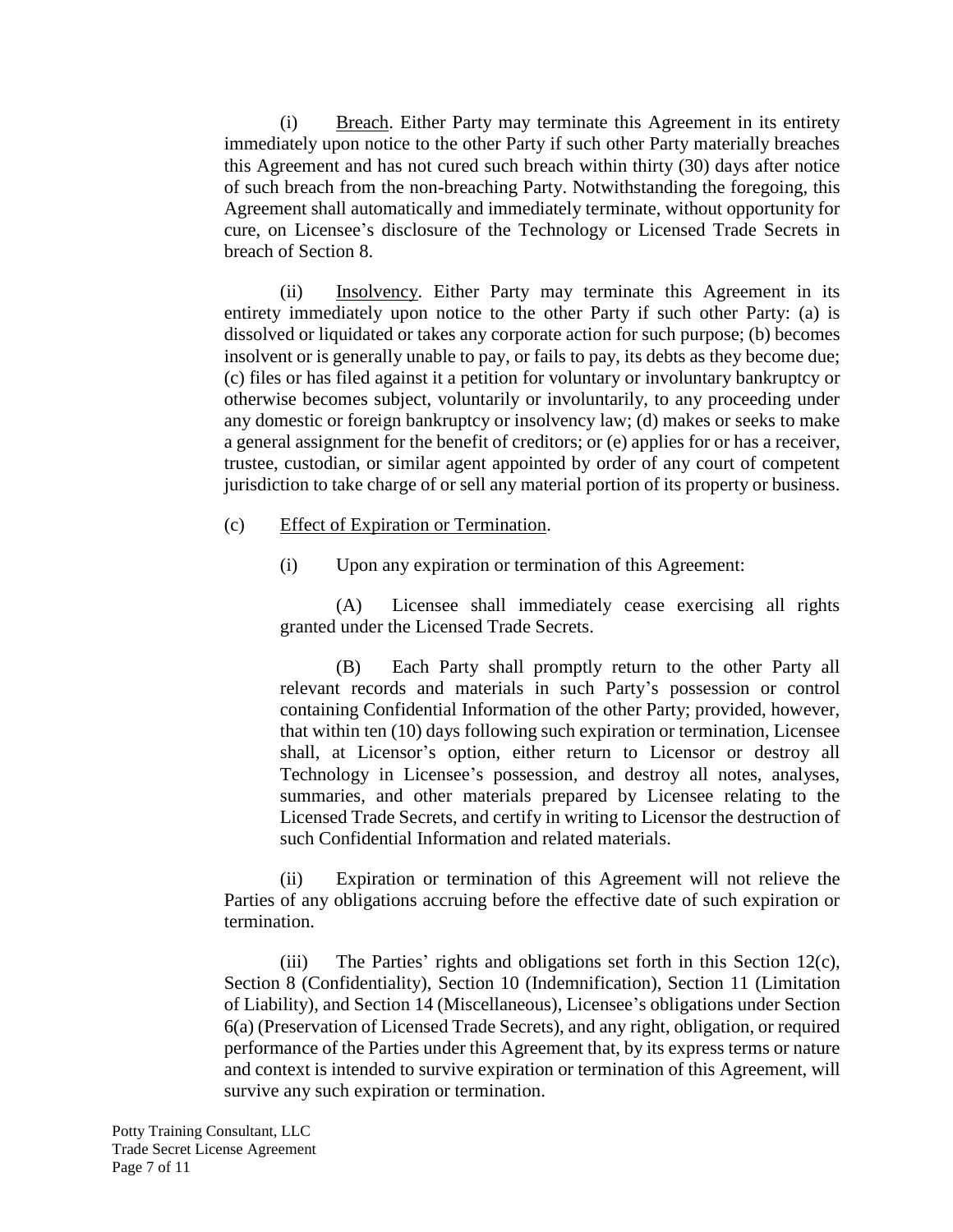(i) Breach. Either Party may terminate this Agreement in its entirety immediately upon notice to the other Party if such other Party materially breaches this Agreement and has not cured such breach within thirty (30) days after notice of such breach from the non-breaching Party. Notwithstanding the foregoing, this Agreement shall automatically and immediately terminate, without opportunity for cure, on Licensee's disclosure of the Technology or Licensed Trade Secrets in breach of Section 8.

(ii) Insolvency. Either Party may terminate this Agreement in its entirety immediately upon notice to the other Party if such other Party: (a) is dissolved or liquidated or takes any corporate action for such purpose; (b) becomes insolvent or is generally unable to pay, or fails to pay, its debts as they become due; (c) files or has filed against it a petition for voluntary or involuntary bankruptcy or otherwise becomes subject, voluntarily or involuntarily, to any proceeding under any domestic or foreign bankruptcy or insolvency law; (d) makes or seeks to make a general assignment for the benefit of creditors; or (e) applies for or has a receiver, trustee, custodian, or similar agent appointed by order of any court of competent jurisdiction to take charge of or sell any material portion of its property or business.

(c) Effect of Expiration or Termination.

(i) Upon any expiration or termination of this Agreement:

(A) Licensee shall immediately cease exercising all rights granted under the Licensed Trade Secrets.

(B) Each Party shall promptly return to the other Party all relevant records and materials in such Party's possession or control containing Confidential Information of the other Party; provided, however, that within ten (10) days following such expiration or termination, Licensee shall, at Licensor's option, either return to Licensor or destroy all Technology in Licensee's possession, and destroy all notes, analyses, summaries, and other materials prepared by Licensee relating to the Licensed Trade Secrets, and certify in writing to Licensor the destruction of such Confidential Information and related materials.

(ii) Expiration or termination of this Agreement will not relieve the Parties of any obligations accruing before the effective date of such expiration or termination.

(iii) The Parties' rights and obligations set forth in this Section 12(c), Section 8 (Confidentiality), Section 10 (Indemnification), Section 11 (Limitation of Liability), and Section 14 (Miscellaneous), Licensee's obligations under Section 6(a) (Preservation of Licensed Trade Secrets), and any right, obligation, or required performance of the Parties under this Agreement that, by its express terms or nature and context is intended to survive expiration or termination of this Agreement, will survive any such expiration or termination.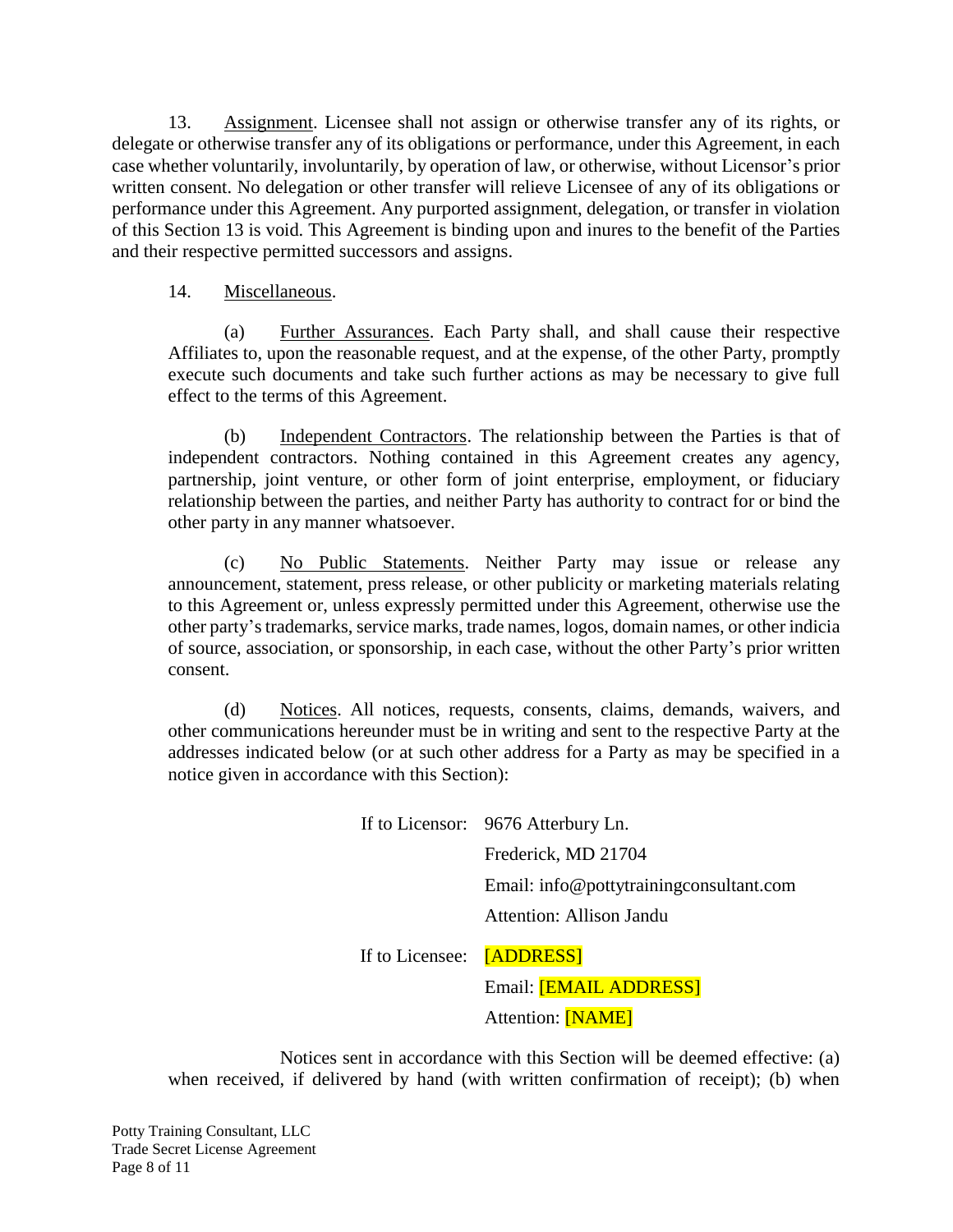13. Assignment. Licensee shall not assign or otherwise transfer any of its rights, or delegate or otherwise transfer any of its obligations or performance, under this Agreement, in each case whether voluntarily, involuntarily, by operation of law, or otherwise, without Licensor's prior written consent. No delegation or other transfer will relieve Licensee of any of its obligations or performance under this Agreement. Any purported assignment, delegation, or transfer in violation of this Section 13 is void. This Agreement is binding upon and inures to the benefit of the Parties and their respective permitted successors and assigns.

14. Miscellaneous.

(a) Further Assurances. Each Party shall, and shall cause their respective Affiliates to, upon the reasonable request, and at the expense, of the other Party, promptly execute such documents and take such further actions as may be necessary to give full effect to the terms of this Agreement.

(b) Independent Contractors. The relationship between the Parties is that of independent contractors. Nothing contained in this Agreement creates any agency, partnership, joint venture, or other form of joint enterprise, employment, or fiduciary relationship between the parties, and neither Party has authority to contract for or bind the other party in any manner whatsoever.

(c) No Public Statements. Neither Party may issue or release any announcement, statement, press release, or other publicity or marketing materials relating to this Agreement or, unless expressly permitted under this Agreement, otherwise use the other party's trademarks, service marks, trade names, logos, domain names, or other indicia of source, association, or sponsorship, in each case, without the other Party's prior written consent.

(d) Notices. All notices, requests, consents, claims, demands, waivers, and other communications hereunder must be in writing and sent to the respective Party at the addresses indicated below (or at such other address for a Party as may be specified in a notice given in accordance with this Section):

If to Licensor: 9676 Atterbury Ln.
Frederick, MD 21704
Email: info@pottytrainingconsultant.com
Attention: Allison Jandu

If to Licensee: [ADDRESS]
Email: [EMAIL ADDRESS]
Attention: [NAME]

Notices sent in accordance with this Section will be deemed effective: (a) when received, if delivered by hand (with written confirmation of receipt); (b) when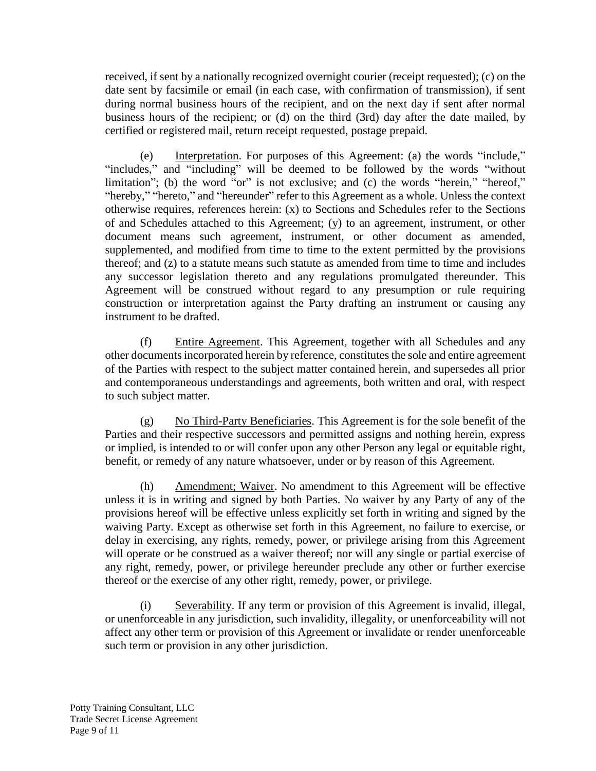received, if sent by a nationally recognized overnight courier (receipt requested); (c) on the date sent by facsimile or email (in each case, with confirmation of transmission), if sent during normal business hours of the recipient, and on the next day if sent after normal business hours of the recipient; or (d) on the third (3rd) day after the date mailed, by certified or registered mail, return receipt requested, postage prepaid.

(e) Interpretation. For purposes of this Agreement: (a) the words "include," "includes," and "including" will be deemed to be followed by the words "without limitation"; (b) the word "or" is not exclusive; and (c) the words "herein," "hereof," "hereby," "hereto," and "hereunder" refer to this Agreement as a whole. Unless the context otherwise requires, references herein: (x) to Sections and Schedules refer to the Sections of and Schedules attached to this Agreement; (y) to an agreement, instrument, or other document means such agreement, instrument, or other document as amended, supplemented, and modified from time to time to the extent permitted by the provisions thereof; and (z) to a statute means such statute as amended from time to time and includes any successor legislation thereto and any regulations promulgated thereunder. This Agreement will be construed without regard to any presumption or rule requiring construction or interpretation against the Party drafting an instrument or causing any instrument to be drafted.

(f) Entire Agreement. This Agreement, together with all Schedules and any other documents incorporated herein by reference, constitutes the sole and entire agreement of the Parties with respect to the subject matter contained herein, and supersedes all prior and contemporaneous understandings and agreements, both written and oral, with respect to such subject matter.

(g) No Third-Party Beneficiaries. This Agreement is for the sole benefit of the Parties and their respective successors and permitted assigns and nothing herein, express or implied, is intended to or will confer upon any other Person any legal or equitable right, benefit, or remedy of any nature whatsoever, under or by reason of this Agreement.

(h) Amendment; Waiver. No amendment to this Agreement will be effective unless it is in writing and signed by both Parties. No waiver by any Party of any of the provisions hereof will be effective unless explicitly set forth in writing and signed by the waiving Party. Except as otherwise set forth in this Agreement, no failure to exercise, or delay in exercising, any rights, remedy, power, or privilege arising from this Agreement will operate or be construed as a waiver thereof; nor will any single or partial exercise of any right, remedy, power, or privilege hereunder preclude any other or further exercise thereof or the exercise of any other right, remedy, power, or privilege.

(i) Severability. If any term or provision of this Agreement is invalid, illegal, or unenforceable in any jurisdiction, such invalidity, illegality, or unenforceability will not affect any other term or provision of this Agreement or invalidate or render unenforceable such term or provision in any other jurisdiction.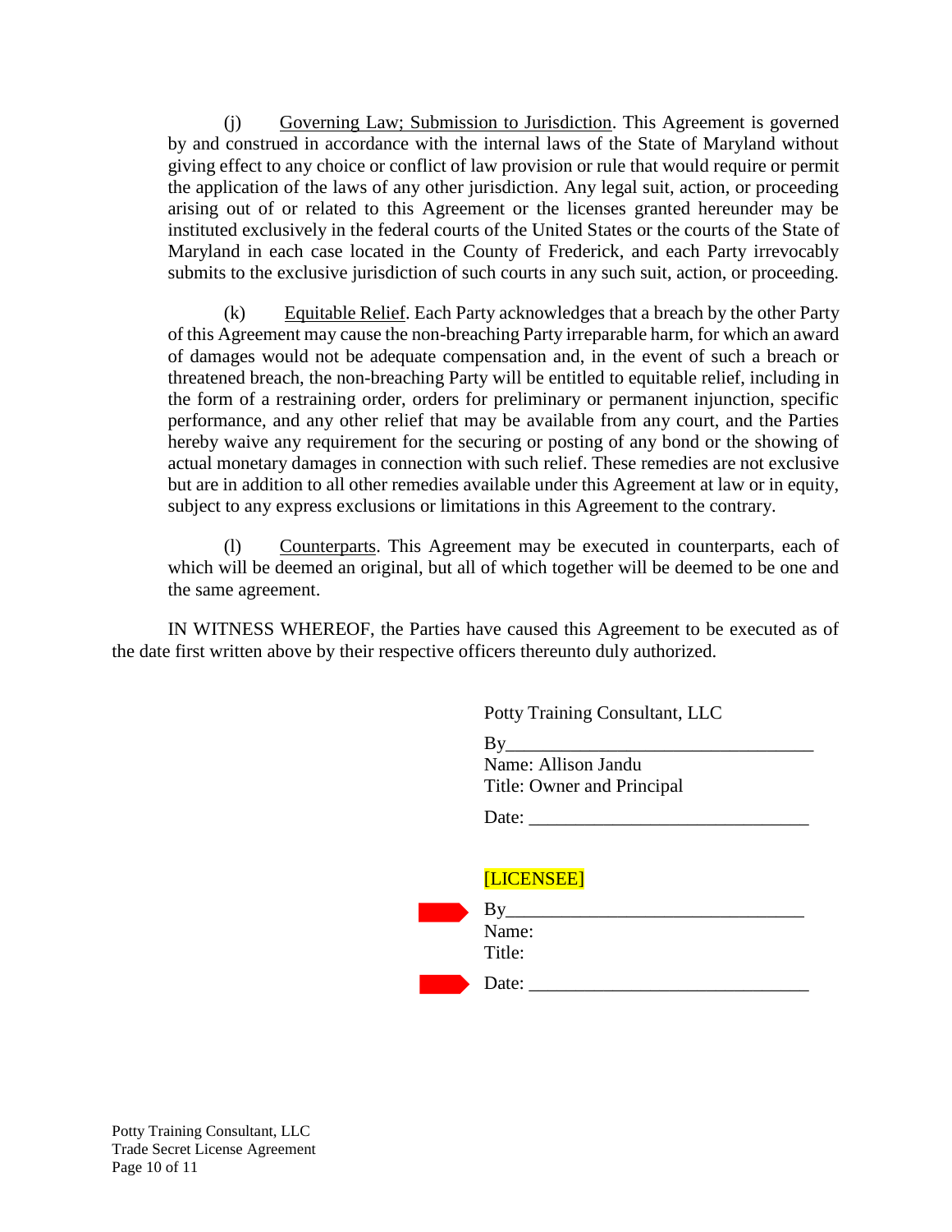(j) Governing Law; Submission to Jurisdiction. This Agreement is governed by and construed in accordance with the internal laws of the State of Maryland without giving effect to any choice or conflict of law provision or rule that would require or permit the application of the laws of any other jurisdiction. Any legal suit, action, or proceeding arising out of or related to this Agreement or the licenses granted hereunder may be instituted exclusively in the federal courts of the United States or the courts of the State of Maryland in each case located in the County of Frederick, and each Party irrevocably submits to the exclusive jurisdiction of such courts in any such suit, action, or proceeding.

(k) Equitable Relief. Each Party acknowledges that a breach by the other Party of this Agreement may cause the non-breaching Party irreparable harm, for which an award of damages would not be adequate compensation and, in the event of such a breach or threatened breach, the non-breaching Party will be entitled to equitable relief, including in the form of a restraining order, orders for preliminary or permanent injunction, specific performance, and any other relief that may be available from any court, and the Parties hereby waive any requirement for the securing or posting of any bond or the showing of actual monetary damages in connection with such relief. These remedies are not exclusive but are in addition to all other remedies available under this Agreement at law or in equity, subject to any express exclusions or limitations in this Agreement to the contrary.

(l) Counterparts. This Agreement may be executed in counterparts, each of which will be deemed an original, but all of which together will be deemed to be one and the same agreement.

IN WITNESS WHEREOF, the Parties have caused this Agreement to be executed as of the date first written above by their respective officers thereunto duly authorized.

Potty Training Consultant, LLC

By_________________________________
Name: Allison Jandu
Title: Owner and Principal

Date: ______________________________

[LICENSEE]

By________________________________
Name:
Title:

Date: ______________________________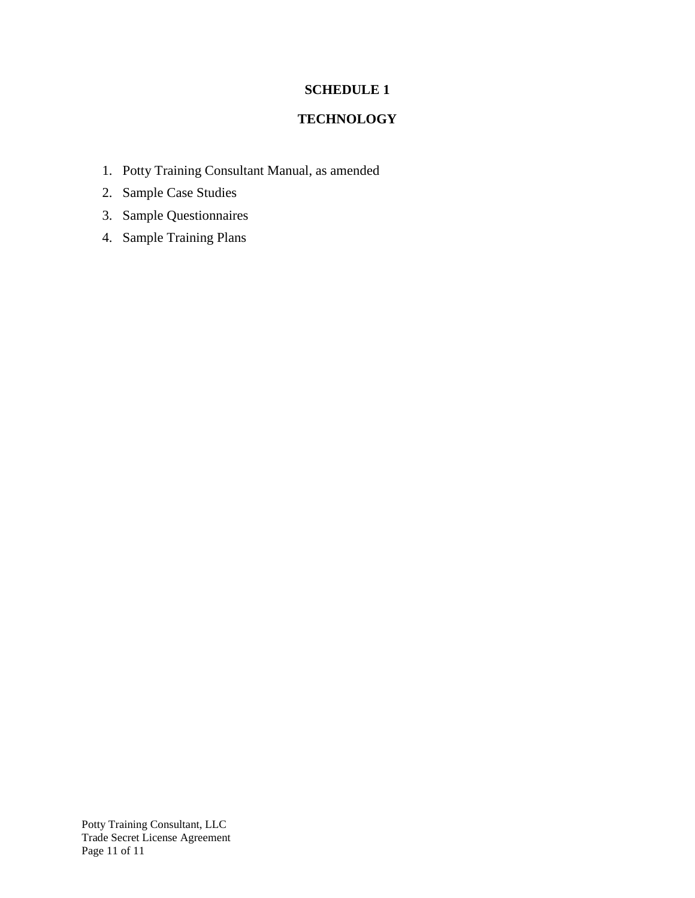# SCHEDULE 1

# TECHNOLOGY

1. Potty Training Consultant Manual, as amended
2. Sample Case Studies
3. Sample Questionnaires
4. Sample Training Plans